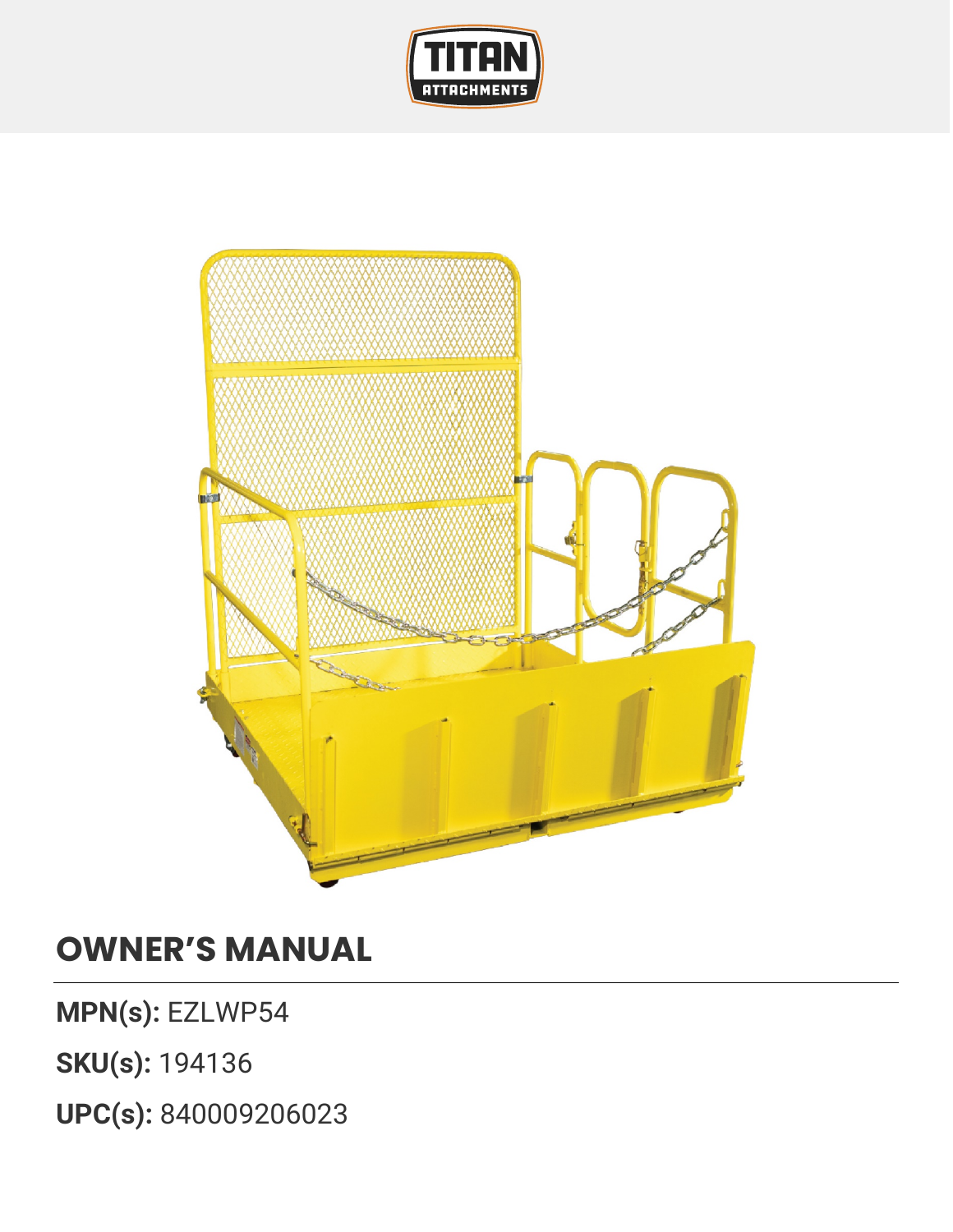# OWNER'S MANUAL

**MPN(s):** EZLWP54

**SKU(s):** 194136

**UPC(s):** 840009206023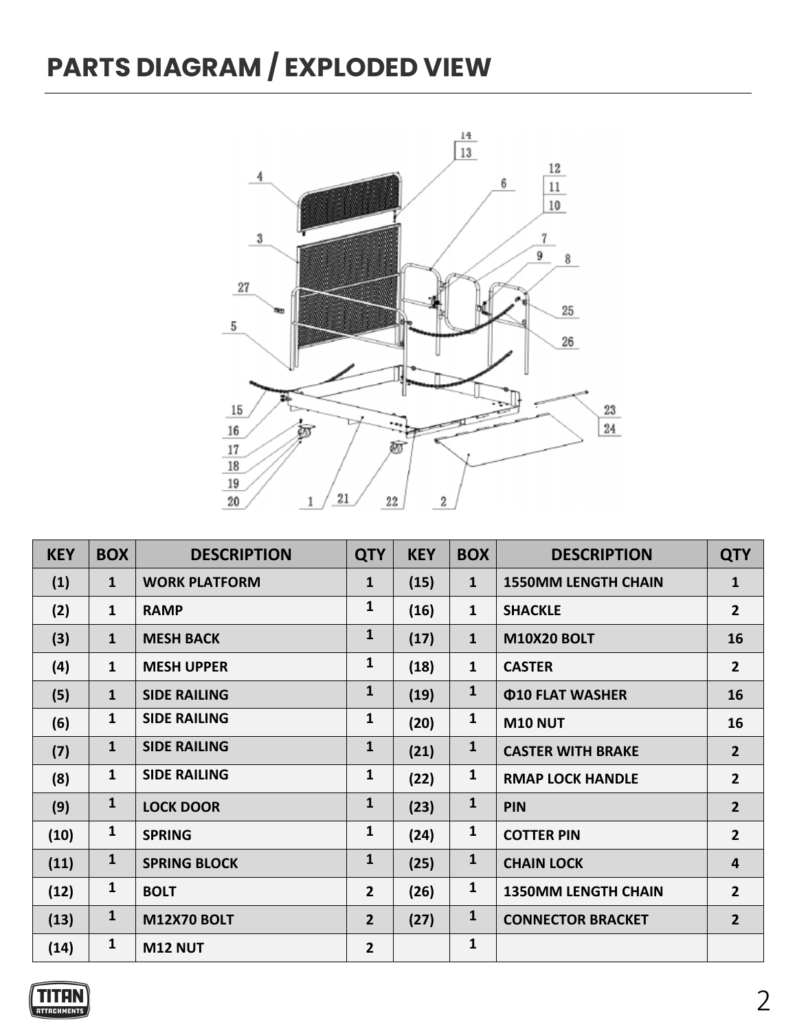# PARTS DIAGRAM / EXPLODED VIEW

| KEY | BOX | DESCRIPTION | QTY | KEY | BOX | DESCRIPTION | QTY |
|---|---|---|---|---|---|---|---|
| (1) | 1 | WORK PLATFORM | 1 | (15) | 1 | 1550MM LENGTH CHAIN | 1 |
| (2) | 1 | RAMP | 1 | (16) | 1 | SHACKLE | 2 |
| (3) | 1 | MESH BACK | 1 | (17) | 1 | M10X20 BOLT | 16 |
| (4) | 1 | MESH UPPER | 1 | (18) | 1 | CASTER | 2 |
| (5) | 1 | SIDE RAILING | 1 | (19) | 1 | Φ10 FLAT WASHER | 16 |
| (6) | 1 | SIDE RAILING | 1 | (20) | 1 | M10 NUT | 16 |
| (7) | 1 | SIDE RAILING | 1 | (21) | 1 | CASTER WITH BRAKE | 2 |
| (8) | 1 | SIDE RAILING | 1 | (22) | 1 | RMAP LOCK HANDLE | 2 |
| (9) | 1 | LOCK DOOR | 1 | (23) | 1 | PIN | 2 |
| (10) | 1 | SPRING | 1 | (24) | 1 | COTTER PIN | 2 |
| (11) | 1 | SPRING BLOCK | 1 | (25) | 1 | CHAIN LOCK | 4 |
| (12) | 1 | BOLT | 2 | (26) | 1 | 1350MM LENGTH CHAIN | 2 |
| (13) | 1 | M12X70 BOLT | 2 | (27) | 1 | CONNECTOR BRACKET | 2 |
| (14) | 1 | M12 NUT | 2 | | 1 | | |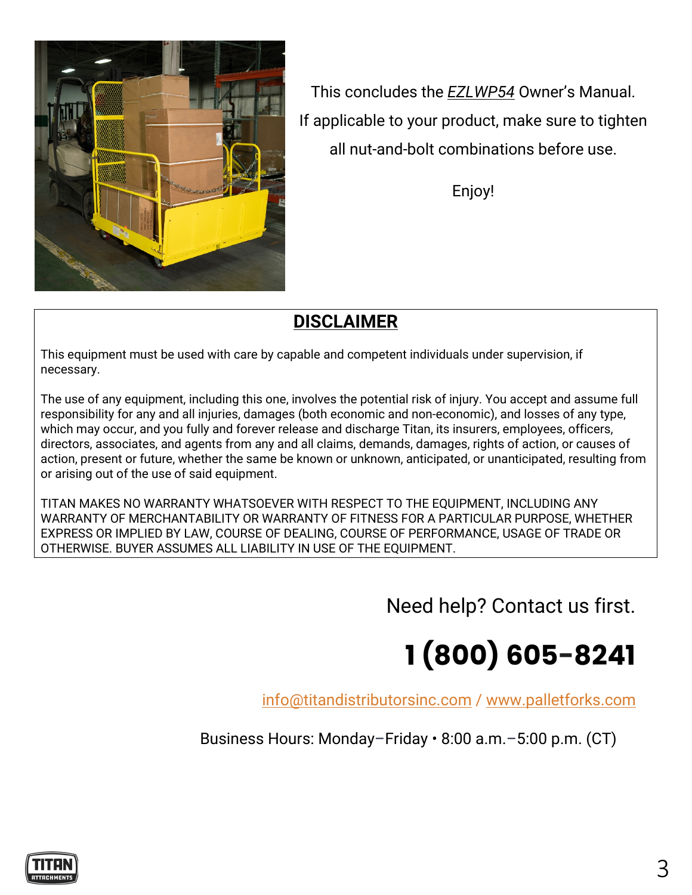This concludes the *EZLWP54* Owner's Manual.
If applicable to your product, make sure to tighten all nut-and-bolt combinations before use.

Enjoy!

## DISCLAIMER

This equipment must be used with care by capable and competent individuals under supervision, if necessary.

The use of any equipment, including this one, involves the potential risk of injury. You accept and assume full responsibility for any and all injuries, damages (both economic and non-economic), and losses of any type, which may occur, and you fully and forever release and discharge Titan, its insurers, employees, officers, directors, associates, and agents from any and all claims, demands, damages, rights of action, or causes of action, present or future, whether the same be known or unknown, anticipated, or unanticipated, resulting from or arising out of the use of said equipment.

TITAN MAKES NO WARRANTY WHATSOEVER WITH RESPECT TO THE EQUIPMENT, INCLUDING ANY WARRANTY OF MERCHANTABILITY OR WARRANTY OF FITNESS FOR A PARTICULAR PURPOSE, WHETHER EXPRESS OR IMPLIED BY LAW, COURSE OF DEALING, COURSE OF PERFORMANCE, USAGE OF TRADE OR OTHERWISE. BUYER ASSUMES ALL LIABILITY IN USE OF THE EQUIPMENT.

Need help? Contact us first.

**1 (800) 605-8241**

info@titandistributorsinc.com / www.palletforks.com

Business Hours: Monday–Friday • 8:00 a.m.–5:00 p.m. (CT)